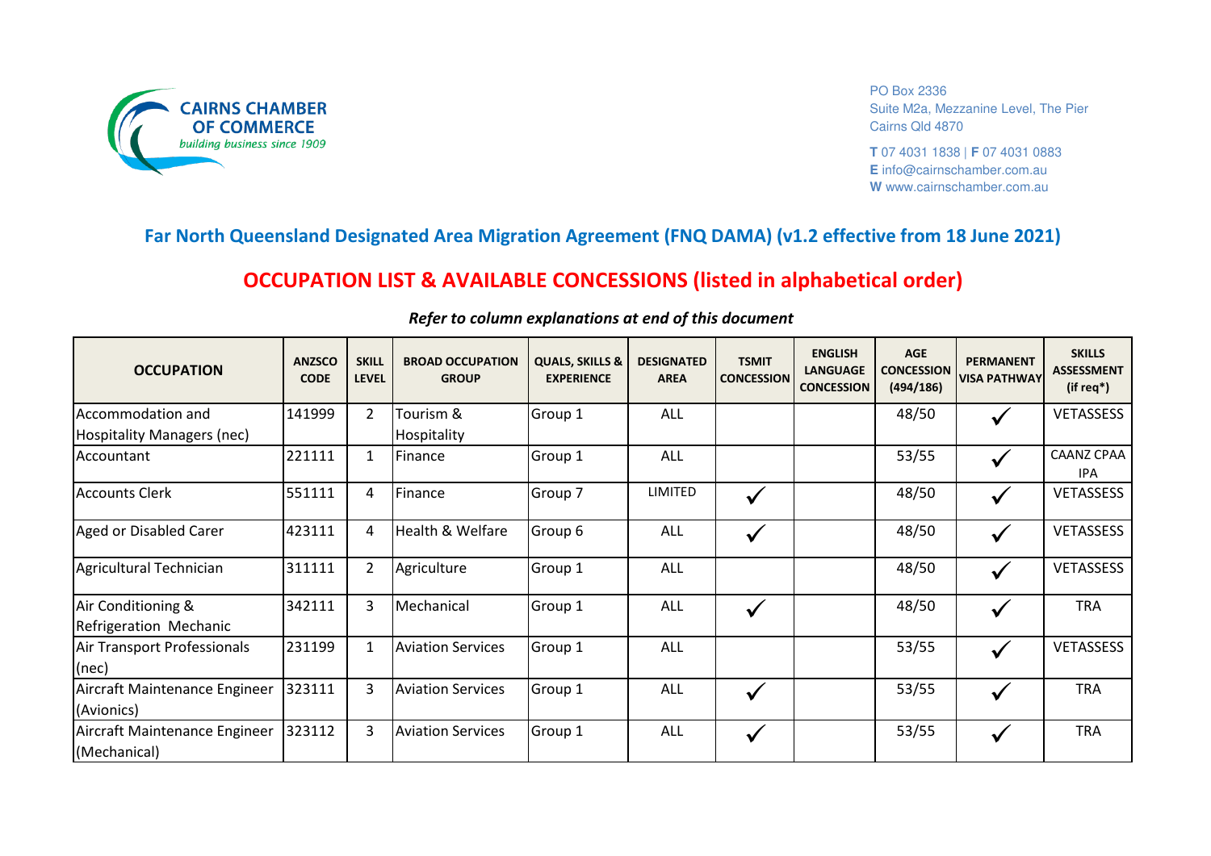CAIRNS CHAMBER OF COMMERCE
*building business since 1909*

PO Box 2336
Suite M2a, Mezzanine Level, The Pier
Cairns Qld 4870

**T** 07 4031 1838 | **F** 07 4031 0883
**E** info@cairnschamber.com.au
**W** www.cairnschamber.com.au

## Far North Queensland Designated Area Migration Agreement (FNQ DAMA) (v1.2 effective from 18 June 2021)

## OCCUPATION LIST & AVAILABLE CONCESSIONS (listed in alphabetical order)

***Refer to column explanations at end of this document***

| OCCUPATION | ANZSCO CODE | SKILL LEVEL | BROAD OCCUPATION GROUP | QUALS, SKILLS & EXPERIENCE | DESIGNATED AREA | TSMIT CONCESSION | ENGLISH LANGUAGE CONCESSION | AGE CONCESSION (494/186) | PERMANENT VISA PATHWAY | SKILLS ASSESSMENT (if req*) |
|---|---|---|---|---|---|---|---|---|---|---|
| Accommodation and Hospitality Managers (nec) | 141999 | 2 | Tourism & Hospitality | Group 1 | ALL | | | 48/50 | ✓ | VETASSESS |
| Accountant | 221111 | 1 | Finance | Group 1 | ALL | | | 53/55 | ✓ | CAANZ CPAA IPA |
| Accounts Clerk | 551111 | 4 | Finance | Group 7 | LIMITED | ✓ | | 48/50 | ✓ | VETASSESS |
| Aged or Disabled Carer | 423111 | 4 | Health & Welfare | Group 6 | ALL | ✓ | | 48/50 | ✓ | VETASSESS |
| Agricultural Technician | 311111 | 2 | Agriculture | Group 1 | ALL | | | 48/50 | ✓ | VETASSESS |
| Air Conditioning & Refrigeration Mechanic | 342111 | 3 | Mechanical | Group 1 | ALL | ✓ | | 48/50 | ✓ | TRA |
| Air Transport Professionals (nec) | 231199 | 1 | Aviation Services | Group 1 | ALL | | | 53/55 | ✓ | VETASSESS |
| Aircraft Maintenance Engineer (Avionics) | 323111 | 3 | Aviation Services | Group 1 | ALL | ✓ | | 53/55 | ✓ | TRA |
| Aircraft Maintenance Engineer (Mechanical) | 323112 | 3 | Aviation Services | Group 1 | ALL | ✓ | | 53/55 | ✓ | TRA |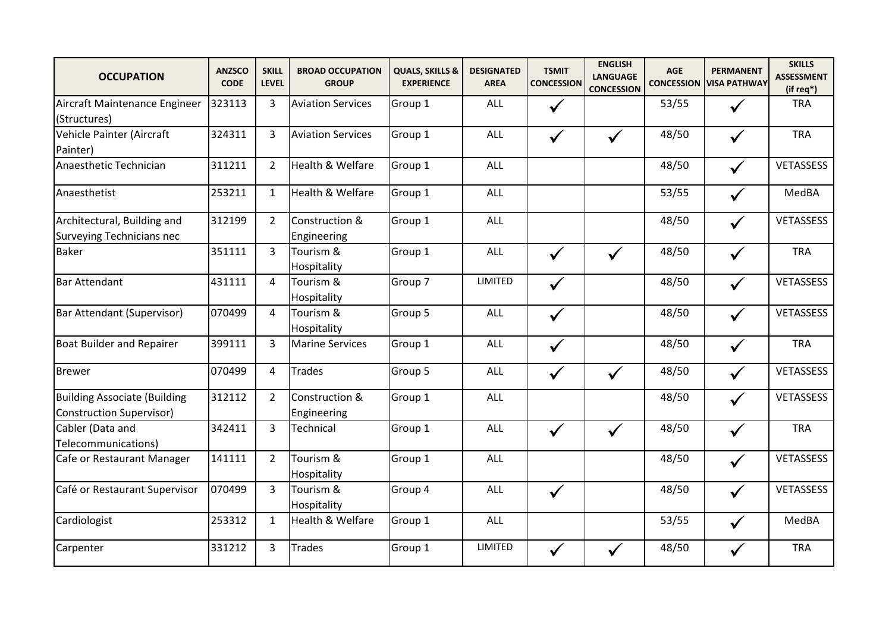| OCCUPATION | ANZSCO CODE | SKILL LEVEL | BROAD OCCUPATION GROUP | QUALS, SKILLS & EXPERIENCE | DESIGNATED AREA | TSMIT CONCESSION | ENGLISH LANGUAGE CONCESSION | AGE CONCESSION | PERMANENT VISA PATHWAY | SKILLS ASSESSMENT (if req*) |
|---|---|---|---|---|---|---|---|---|---|---|
| Aircraft Maintenance Engineer (Structures) | 323113 | 3 | Aviation Services | Group 1 | ALL | ✓ | | 53/55 | ✓ | TRA |
| Vehicle Painter (Aircraft Painter) | 324311 | 3 | Aviation Services | Group 1 | ALL | ✓ | ✓ | 48/50 | ✓ | TRA |
| Anaesthetic Technician | 311211 | 2 | Health & Welfare | Group 1 | ALL | | | 48/50 | ✓ | VETASSESS |
| Anaesthetist | 253211 | 1 | Health & Welfare | Group 1 | ALL | | | 53/55 | ✓ | MedBA |
| Architectural, Building and Surveying Technicians nec | 312199 | 2 | Construction & Engineering | Group 1 | ALL | | | 48/50 | ✓ | VETASSESS |
| Baker | 351111 | 3 | Tourism & Hospitality | Group 1 | ALL | ✓ | ✓ | 48/50 | ✓ | TRA |
| Bar Attendant | 431111 | 4 | Tourism & Hospitality | Group 7 | LIMITED | ✓ | | 48/50 | ✓ | VETASSESS |
| Bar Attendant (Supervisor) | 070499 | 4 | Tourism & Hospitality | Group 5 | ALL | ✓ | | 48/50 | ✓ | VETASSESS |
| Boat Builder and Repairer | 399111 | 3 | Marine Services | Group 1 | ALL | ✓ | | 48/50 | ✓ | TRA |
| Brewer | 070499 | 4 | Trades | Group 5 | ALL | ✓ | ✓ | 48/50 | ✓ | VETASSESS |
| Building Associate (Building Construction Supervisor) | 312112 | 2 | Construction & Engineering | Group 1 | ALL | | | 48/50 | ✓ | VETASSESS |
| Cabler (Data and Telecommunications) | 342411 | 3 | Technical | Group 1 | ALL | ✓ | ✓ | 48/50 | ✓ | TRA |
| Cafe or Restaurant Manager | 141111 | 2 | Tourism & Hospitality | Group 1 | ALL | | | 48/50 | ✓ | VETASSESS |
| Café or Restaurant Supervisor | 070499 | 3 | Tourism & Hospitality | Group 4 | ALL | ✓ | | 48/50 | ✓ | VETASSESS |
| Cardiologist | 253312 | 1 | Health & Welfare | Group 1 | ALL | | | 53/55 | ✓ | MedBA |
| Carpenter | 331212 | 3 | Trades | Group 1 | LIMITED | ✓ | ✓ | 48/50 | ✓ | TRA |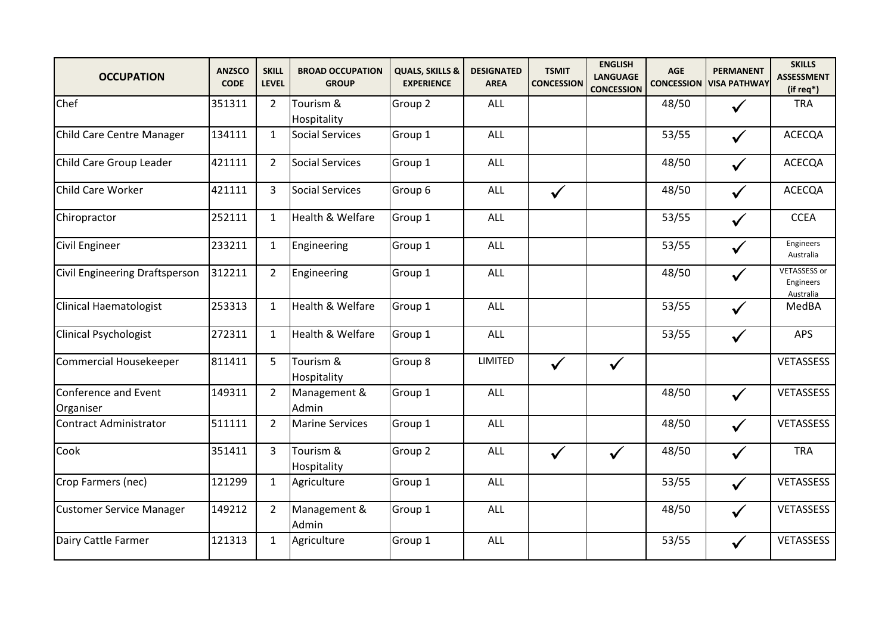| OCCUPATION | ANZSCO CODE | SKILL LEVEL | BROAD OCCUPATION GROUP | QUALS, SKILLS & EXPERIENCE | DESIGNATED AREA | TSMIT CONCESSION | ENGLISH LANGUAGE CONCESSION | AGE CONCESSION | PERMANENT VISA PATHWAY | SKILLS ASSESSMENT (if req*) |
|---|---|---|---|---|---|---|---|---|---|---|
| Chef | 351311 | 2 | Tourism & Hospitality | Group 2 | ALL | | | 48/50 | ✓ | TRA |
| Child Care Centre Manager | 134111 | 1 | Social Services | Group 1 | ALL | | | 53/55 | ✓ | ACECQA |
| Child Care Group Leader | 421111 | 2 | Social Services | Group 1 | ALL | | | 48/50 | ✓ | ACECQA |
| Child Care Worker | 421111 | 3 | Social Services | Group 6 | ALL | ✓ | | 48/50 | ✓ | ACECQA |
| Chiropractor | 252111 | 1 | Health & Welfare | Group 1 | ALL | | | 53/55 | ✓ | CCEA |
| Civil Engineer | 233211 | 1 | Engineering | Group 1 | ALL | | | 53/55 | ✓ | Engineers Australia |
| Civil Engineering Draftsperson | 312211 | 2 | Engineering | Group 1 | ALL | | | 48/50 | ✓ | VETASSESS or Engineers Australia |
| Clinical Haematologist | 253313 | 1 | Health & Welfare | Group 1 | ALL | | | 53/55 | ✓ | MedBA |
| Clinical Psychologist | 272311 | 1 | Health & Welfare | Group 1 | ALL | | | 53/55 | ✓ | APS |
| Commercial Housekeeper | 811411 | 5 | Tourism & Hospitality | Group 8 | LIMITED | ✓ | ✓ | | | VETASSESS |
| Conference and Event Organiser | 149311 | 2 | Management & Admin | Group 1 | ALL | | | 48/50 | ✓ | VETASSESS |
| Contract Administrator | 511111 | 2 | Marine Services | Group 1 | ALL | | | 48/50 | ✓ | VETASSESS |
| Cook | 351411 | 3 | Tourism & Hospitality | Group 2 | ALL | ✓ | ✓ | 48/50 | ✓ | TRA |
| Crop Farmers (nec) | 121299 | 1 | Agriculture | Group 1 | ALL | | | 53/55 | ✓ | VETASSESS |
| Customer Service Manager | 149212 | 2 | Management & Admin | Group 1 | ALL | | | 48/50 | ✓ | VETASSESS |
| Dairy Cattle Farmer | 121313 | 1 | Agriculture | Group 1 | ALL | | | 53/55 | ✓ | VETASSESS |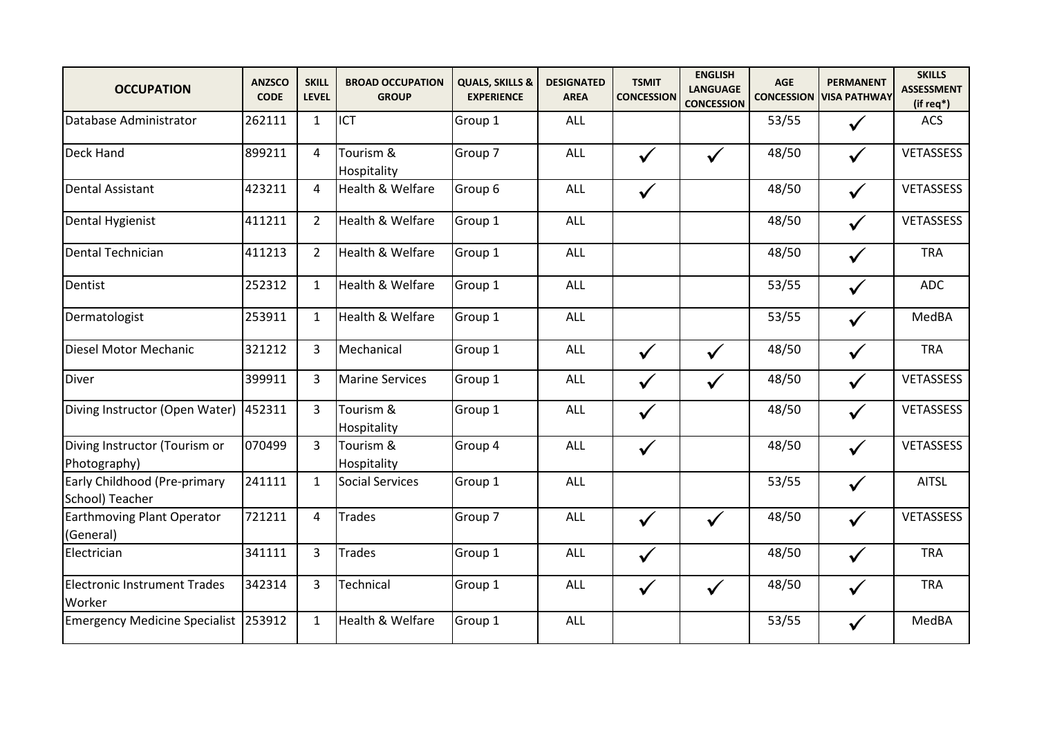| OCCUPATION | ANZSCO CODE | SKILL LEVEL | BROAD OCCUPATION GROUP | QUALS, SKILLS & EXPERIENCE | DESIGNATED AREA | TSMIT CONCESSION | ENGLISH LANGUAGE CONCESSION | AGE CONCESSION | PERMANENT VISA PATHWAY | SKILLS ASSESSMENT (if req*) |
|---|---|---|---|---|---|---|---|---|---|---|
| Database Administrator | 262111 | 1 | ICT | Group 1 | ALL | | | 53/55 | ✓ | ACS |
| Deck Hand | 899211 | 4 | Tourism & Hospitality | Group 7 | ALL | ✓ | ✓ | 48/50 | ✓ | VETASSESS |
| Dental Assistant | 423211 | 4 | Health & Welfare | Group 6 | ALL | ✓ | | 48/50 | ✓ | VETASSESS |
| Dental Hygienist | 411211 | 2 | Health & Welfare | Group 1 | ALL | | | 48/50 | ✓ | VETASSESS |
| Dental Technician | 411213 | 2 | Health & Welfare | Group 1 | ALL | | | 48/50 | ✓ | TRA |
| Dentist | 252312 | 1 | Health & Welfare | Group 1 | ALL | | | 53/55 | ✓ | ADC |
| Dermatologist | 253911 | 1 | Health & Welfare | Group 1 | ALL | | | 53/55 | ✓ | MedBA |
| Diesel Motor Mechanic | 321212 | 3 | Mechanical | Group 1 | ALL | ✓ | ✓ | 48/50 | ✓ | TRA |
| Diver | 399911 | 3 | Marine Services | Group 1 | ALL | ✓ | ✓ | 48/50 | ✓ | VETASSESS |
| Diving Instructor (Open Water) | 452311 | 3 | Tourism & Hospitality | Group 1 | ALL | ✓ | | 48/50 | ✓ | VETASSESS |
| Diving Instructor (Tourism or Photography) | 070499 | 3 | Tourism & Hospitality | Group 4 | ALL | ✓ | | 48/50 | ✓ | VETASSESS |
| Early Childhood (Pre-primary School) Teacher | 241111 | 1 | Social Services | Group 1 | ALL | | | 53/55 | ✓ | AITSL |
| Earthmoving Plant Operator (General) | 721211 | 4 | Trades | Group 7 | ALL | ✓ | ✓ | 48/50 | ✓ | VETASSESS |
| Electrician | 341111 | 3 | Trades | Group 1 | ALL | ✓ | | 48/50 | ✓ | TRA |
| Electronic Instrument Trades Worker | 342314 | 3 | Technical | Group 1 | ALL | ✓ | ✓ | 48/50 | ✓ | TRA |
| Emergency Medicine Specialist | 253912 | 1 | Health & Welfare | Group 1 | ALL | | | 53/55 | ✓ | MedBA |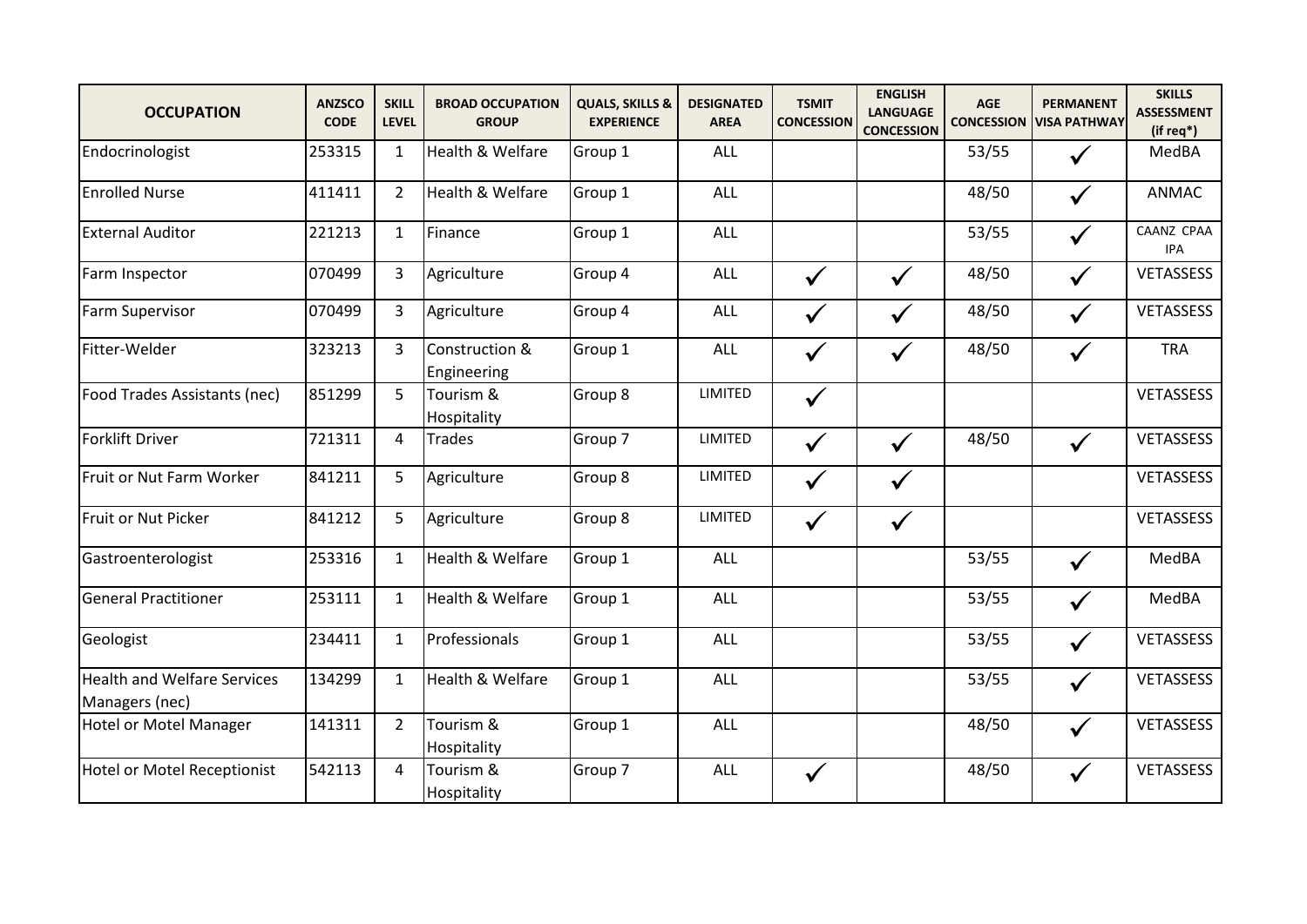| OCCUPATION | ANZSCO CODE | SKILL LEVEL | BROAD OCCUPATION GROUP | QUALS, SKILLS & EXPERIENCE | DESIGNATED AREA | TSMIT CONCESSION | ENGLISH LANGUAGE CONCESSION | AGE CONCESSION | PERMANENT VISA PATHWAY | SKILLS ASSESSMENT (if req*) |
|---|---|---|---|---|---|---|---|---|---|---|
| Endocrinologist | 253315 | 1 | Health & Welfare | Group 1 | ALL | | | 53/55 | ✓ | MedBA |
| Enrolled Nurse | 411411 | 2 | Health & Welfare | Group 1 | ALL | | | 48/50 | ✓ | ANMAC |
| External Auditor | 221213 | 1 | Finance | Group 1 | ALL | | | 53/55 | ✓ | CAANZ CPAA IPA |
| Farm Inspector | 070499 | 3 | Agriculture | Group 4 | ALL | ✓ | ✓ | 48/50 | ✓ | VETASSESS |
| Farm Supervisor | 070499 | 3 | Agriculture | Group 4 | ALL | ✓ | ✓ | 48/50 | ✓ | VETASSESS |
| Fitter-Welder | 323213 | 3 | Construction & Engineering | Group 1 | ALL | ✓ | ✓ | 48/50 | ✓ | TRA |
| Food Trades Assistants (nec) | 851299 | 5 | Tourism & Hospitality | Group 8 | LIMITED | ✓ | | | | VETASSESS |
| Forklift Driver | 721311 | 4 | Trades | Group 7 | LIMITED | ✓ | ✓ | 48/50 | ✓ | VETASSESS |
| Fruit or Nut Farm Worker | 841211 | 5 | Agriculture | Group 8 | LIMITED | ✓ | ✓ | | | VETASSESS |
| Fruit or Nut Picker | 841212 | 5 | Agriculture | Group 8 | LIMITED | ✓ | ✓ | | | VETASSESS |
| Gastroenterologist | 253316 | 1 | Health & Welfare | Group 1 | ALL | | | 53/55 | ✓ | MedBA |
| General Practitioner | 253111 | 1 | Health & Welfare | Group 1 | ALL | | | 53/55 | ✓ | MedBA |
| Geologist | 234411 | 1 | Professionals | Group 1 | ALL | | | 53/55 | ✓ | VETASSESS |
| Health and Welfare Services Managers (nec) | 134299 | 1 | Health & Welfare | Group 1 | ALL | | | 53/55 | ✓ | VETASSESS |
| Hotel or Motel Manager | 141311 | 2 | Tourism & Hospitality | Group 1 | ALL | | | 48/50 | ✓ | VETASSESS |
| Hotel or Motel Receptionist | 542113 | 4 | Tourism & Hospitality | Group 7 | ALL | ✓ | | 48/50 | ✓ | VETASSESS |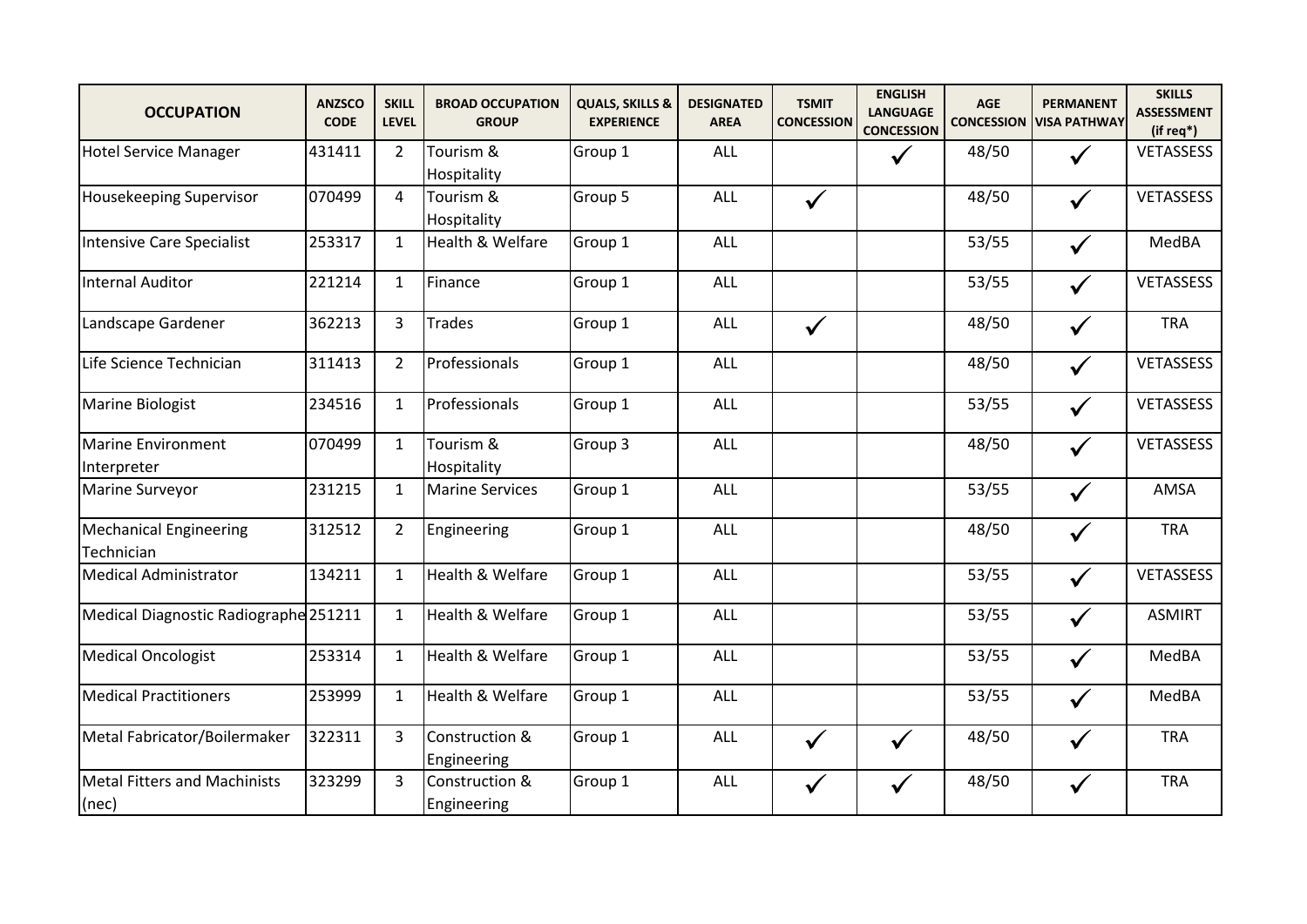| OCCUPATION | ANZSCO CODE | SKILL LEVEL | BROAD OCCUPATION GROUP | QUALS, SKILLS & EXPERIENCE | DESIGNATED AREA | TSMIT CONCESSION | ENGLISH LANGUAGE CONCESSION | AGE CONCESSION | PERMANENT VISA PATHWAY | SKILLS ASSESSMENT (if req*) |
|---|---|---|---|---|---|---|---|---|---|---|
| Hotel Service Manager | 431411 | 2 | Tourism & Hospitality | Group 1 | ALL | | ✓ | 48/50 | ✓ | VETASSESS |
| Housekeeping Supervisor | 070499 | 4 | Tourism & Hospitality | Group 5 | ALL | ✓ | | 48/50 | ✓ | VETASSESS |
| Intensive Care Specialist | 253317 | 1 | Health & Welfare | Group 1 | ALL | | | 53/55 | ✓ | MedBA |
| Internal Auditor | 221214 | 1 | Finance | Group 1 | ALL | | | 53/55 | ✓ | VETASSESS |
| Landscape Gardener | 362213 | 3 | Trades | Group 1 | ALL | ✓ | | 48/50 | ✓ | TRA |
| Life Science Technician | 311413 | 2 | Professionals | Group 1 | ALL | | | 48/50 | ✓ | VETASSESS |
| Marine Biologist | 234516 | 1 | Professionals | Group 1 | ALL | | | 53/55 | ✓ | VETASSESS |
| Marine Environment Interpreter | 070499 | 1 | Tourism & Hospitality | Group 3 | ALL | | | 48/50 | ✓ | VETASSESS |
| Marine Surveyor | 231215 | 1 | Marine Services | Group 1 | ALL | | | 53/55 | ✓ | AMSA |
| Mechanical Engineering Technician | 312512 | 2 | Engineering | Group 1 | ALL | | | 48/50 | ✓ | TRA |
| Medical Administrator | 134211 | 1 | Health & Welfare | Group 1 | ALL | | | 53/55 | ✓ | VETASSESS |
| Medical Diagnostic Radiographer | 251211 | 1 | Health & Welfare | Group 1 | ALL | | | 53/55 | ✓ | ASMIRT |
| Medical Oncologist | 253314 | 1 | Health & Welfare | Group 1 | ALL | | | 53/55 | ✓ | MedBA |
| Medical Practitioners | 253999 | 1 | Health & Welfare | Group 1 | ALL | | | 53/55 | ✓ | MedBA |
| Metal Fabricator/Boilermaker | 322311 | 3 | Construction & Engineering | Group 1 | ALL | ✓ | ✓ | 48/50 | ✓ | TRA |
| Metal Fitters and Machinists (nec) | 323299 | 3 | Construction & Engineering | Group 1 | ALL | ✓ | ✓ | 48/50 | ✓ | TRA |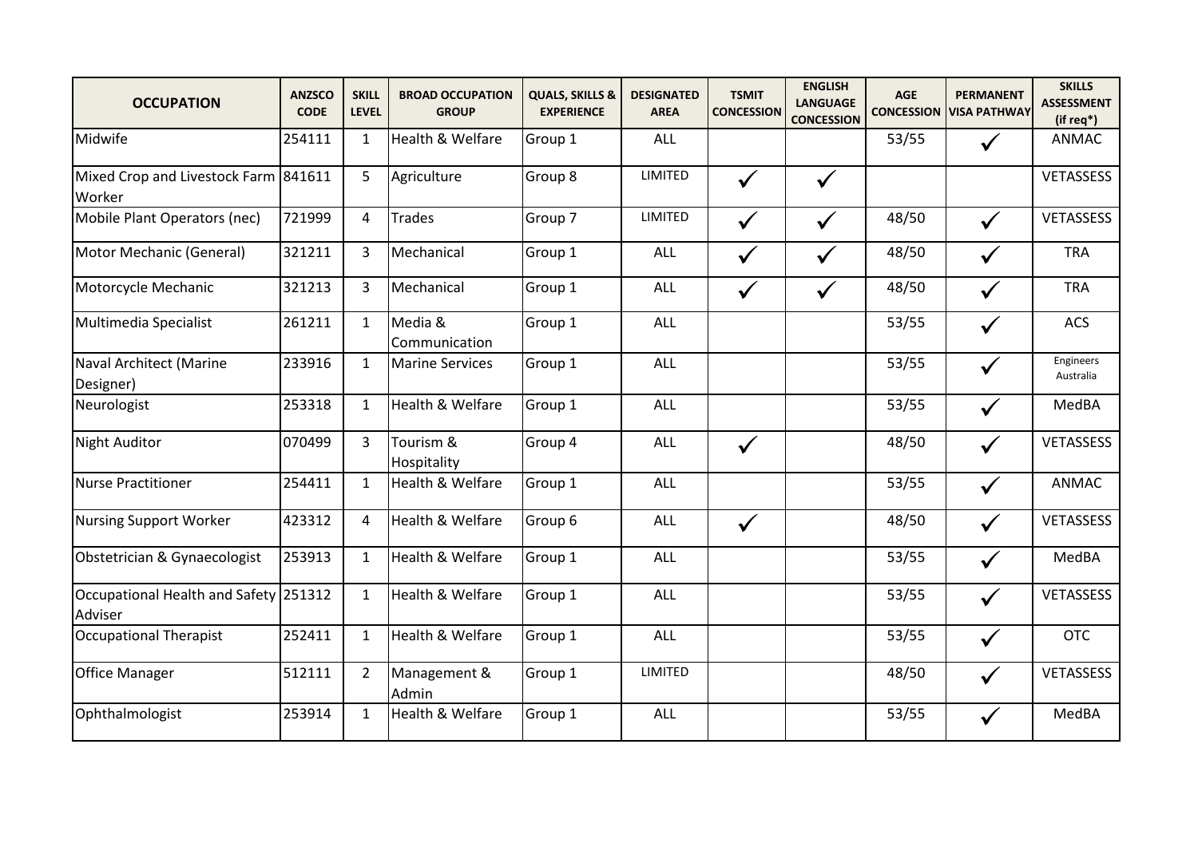| OCCUPATION | ANZSCO CODE | SKILL LEVEL | BROAD OCCUPATION GROUP | QUALS, SKILLS & EXPERIENCE | DESIGNATED AREA | TSMIT CONCESSION | ENGLISH LANGUAGE CONCESSION | AGE CONCESSION | PERMANENT VISA PATHWAY | SKILLS ASSESSMENT (if req*) |
|---|---|---|---|---|---|---|---|---|---|---|
| Midwife | 254111 | 1 | Health & Welfare | Group 1 | ALL | | | 53/55 | ✓ | ANMAC |
| Mixed Crop and Livestock Farm Worker | 841611 | 5 | Agriculture | Group 8 | LIMITED | ✓ | ✓ | | | VETASSESS |
| Mobile Plant Operators (nec) | 721999 | 4 | Trades | Group 7 | LIMITED | ✓ | ✓ | 48/50 | ✓ | VETASSESS |
| Motor Mechanic (General) | 321211 | 3 | Mechanical | Group 1 | ALL | ✓ | ✓ | 48/50 | ✓ | TRA |
| Motorcycle Mechanic | 321213 | 3 | Mechanical | Group 1 | ALL | ✓ | ✓ | 48/50 | ✓ | TRA |
| Multimedia Specialist | 261211 | 1 | Media & Communication | Group 1 | ALL | | | 53/55 | ✓ | ACS |
| Naval Architect (Marine Designer) | 233916 | 1 | Marine Services | Group 1 | ALL | | | 53/55 | ✓ | Engineers Australia |
| Neurologist | 253318 | 1 | Health & Welfare | Group 1 | ALL | | | 53/55 | ✓ | MedBA |
| Night Auditor | 070499 | 3 | Tourism & Hospitality | Group 4 | ALL | ✓ | | 48/50 | ✓ | VETASSESS |
| Nurse Practitioner | 254411 | 1 | Health & Welfare | Group 1 | ALL | | | 53/55 | ✓ | ANMAC |
| Nursing Support Worker | 423312 | 4 | Health & Welfare | Group 6 | ALL | ✓ | | 48/50 | ✓ | VETASSESS |
| Obstetrician & Gynaecologist | 253913 | 1 | Health & Welfare | Group 1 | ALL | | | 53/55 | ✓ | MedBA |
| Occupational Health and Safety Adviser | 251312 | 1 | Health & Welfare | Group 1 | ALL | | | 53/55 | ✓ | VETASSESS |
| Occupational Therapist | 252411 | 1 | Health & Welfare | Group 1 | ALL | | | 53/55 | ✓ | OTC |
| Office Manager | 512111 | 2 | Management & Admin | Group 1 | LIMITED | | | 48/50 | ✓ | VETASSESS |
| Ophthalmologist | 253914 | 1 | Health & Welfare | Group 1 | ALL | | | 53/55 | ✓ | MedBA |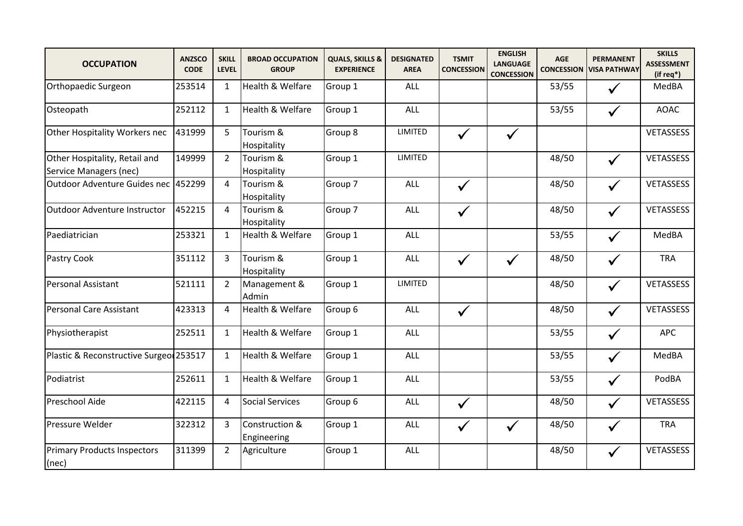| OCCUPATION | ANZSCO CODE | SKILL LEVEL | BROAD OCCUPATION GROUP | QUALS, SKILLS & EXPERIENCE | DESIGNATED AREA | TSMIT CONCESSION | ENGLISH LANGUAGE CONCESSION | AGE CONCESSION | PERMANENT VISA PATHWAY | SKILLS ASSESSMENT (if req*) |
|---|---|---|---|---|---|---|---|---|---|---|
| Orthopaedic Surgeon | 253514 | 1 | Health & Welfare | Group 1 | ALL | | | 53/55 | ✓ | MedBA |
| Osteopath | 252112 | 1 | Health & Welfare | Group 1 | ALL | | | 53/55 | ✓ | AOAC |
| Other Hospitality Workers nec | 431999 | 5 | Tourism & Hospitality | Group 8 | LIMITED | ✓ | ✓ | | | VETASSESS |
| Other Hospitality, Retail and Service Managers (nec) | 149999 | 2 | Tourism & Hospitality | Group 1 | LIMITED | | | 48/50 | ✓ | VETASSESS |
| Outdoor Adventure Guides nec | 452299 | 4 | Tourism & Hospitality | Group 7 | ALL | ✓ | | 48/50 | ✓ | VETASSESS |
| Outdoor Adventure Instructor | 452215 | 4 | Tourism & Hospitality | Group 7 | ALL | ✓ | | 48/50 | ✓ | VETASSESS |
| Paediatrician | 253321 | 1 | Health & Welfare | Group 1 | ALL | | | 53/55 | ✓ | MedBA |
| Pastry Cook | 351112 | 3 | Tourism & Hospitality | Group 1 | ALL | ✓ | ✓ | 48/50 | ✓ | TRA |
| Personal Assistant | 521111 | 2 | Management & Admin | Group 1 | LIMITED | | | 48/50 | ✓ | VETASSESS |
| Personal Care Assistant | 423313 | 4 | Health & Welfare | Group 6 | ALL | ✓ | | 48/50 | ✓ | VETASSESS |
| Physiotherapist | 252511 | 1 | Health & Welfare | Group 1 | ALL | | | 53/55 | ✓ | APC |
| Plastic & Reconstructive Surgeon | 253517 | 1 | Health & Welfare | Group 1 | ALL | | | 53/55 | ✓ | MedBA |
| Podiatrist | 252611 | 1 | Health & Welfare | Group 1 | ALL | | | 53/55 | ✓ | PodBA |
| Preschool Aide | 422115 | 4 | Social Services | Group 6 | ALL | ✓ | | 48/50 | ✓ | VETASSESS |
| Pressure Welder | 322312 | 3 | Construction & Engineering | Group 1 | ALL | ✓ | ✓ | 48/50 | ✓ | TRA |
| Primary Products Inspectors (nec) | 311399 | 2 | Agriculture | Group 1 | ALL | | | 48/50 | ✓ | VETASSESS |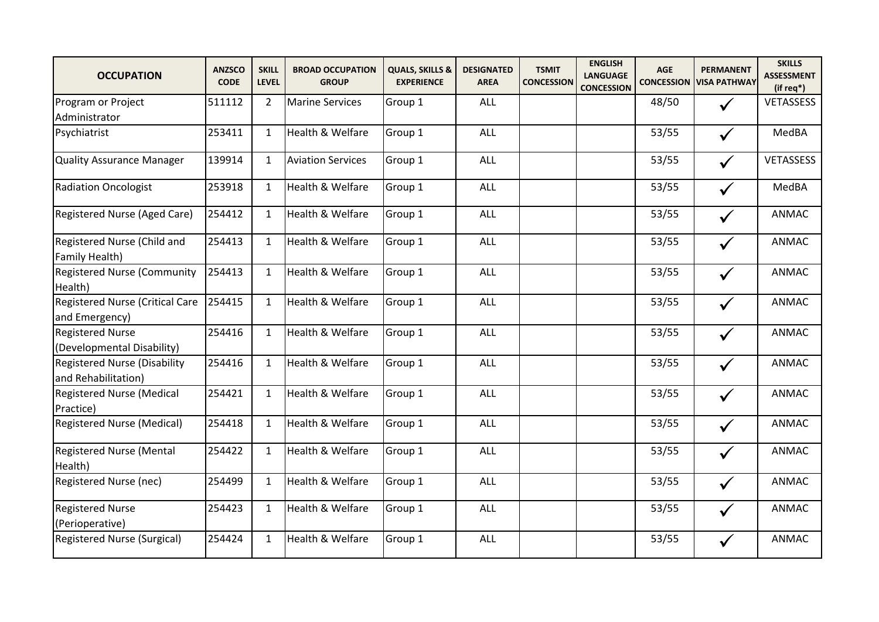| OCCUPATION | ANZSCO CODE | SKILL LEVEL | BROAD OCCUPATION GROUP | QUALS, SKILLS & EXPERIENCE | DESIGNATED AREA | TSMIT CONCESSION | ENGLISH LANGUAGE CONCESSION | AGE CONCESSION | PERMANENT VISA PATHWAY | SKILLS ASSESSMENT (if req*) |
|---|---|---|---|---|---|---|---|---|---|---|
| Program or Project Administrator | 511112 | 2 | Marine Services | Group 1 | ALL | | | 48/50 | ✓ | VETASSESS |
| Psychiatrist | 253411 | 1 | Health & Welfare | Group 1 | ALL | | | 53/55 | ✓ | MedBA |
| Quality Assurance Manager | 139914 | 1 | Aviation Services | Group 1 | ALL | | | 53/55 | ✓ | VETASSESS |
| Radiation Oncologist | 253918 | 1 | Health & Welfare | Group 1 | ALL | | | 53/55 | ✓ | MedBA |
| Registered Nurse (Aged Care) | 254412 | 1 | Health & Welfare | Group 1 | ALL | | | 53/55 | ✓ | ANMAC |
| Registered Nurse (Child and Family Health) | 254413 | 1 | Health & Welfare | Group 1 | ALL | | | 53/55 | ✓ | ANMAC |
| Registered Nurse (Community Health) | 254413 | 1 | Health & Welfare | Group 1 | ALL | | | 53/55 | ✓ | ANMAC |
| Registered Nurse (Critical Care and Emergency) | 254415 | 1 | Health & Welfare | Group 1 | ALL | | | 53/55 | ✓ | ANMAC |
| Registered Nurse (Developmental Disability) | 254416 | 1 | Health & Welfare | Group 1 | ALL | | | 53/55 | ✓ | ANMAC |
| Registered Nurse (Disability and Rehabilitation) | 254416 | 1 | Health & Welfare | Group 1 | ALL | | | 53/55 | ✓ | ANMAC |
| Registered Nurse (Medical Practice) | 254421 | 1 | Health & Welfare | Group 1 | ALL | | | 53/55 | ✓ | ANMAC |
| Registered Nurse (Medical) | 254418 | 1 | Health & Welfare | Group 1 | ALL | | | 53/55 | ✓ | ANMAC |
| Registered Nurse (Mental Health) | 254422 | 1 | Health & Welfare | Group 1 | ALL | | | 53/55 | ✓ | ANMAC |
| Registered Nurse (nec) | 254499 | 1 | Health & Welfare | Group 1 | ALL | | | 53/55 | ✓ | ANMAC |
| Registered Nurse (Perioperative) | 254423 | 1 | Health & Welfare | Group 1 | ALL | | | 53/55 | ✓ | ANMAC |
| Registered Nurse (Surgical) | 254424 | 1 | Health & Welfare | Group 1 | ALL | | | 53/55 | ✓ | ANMAC |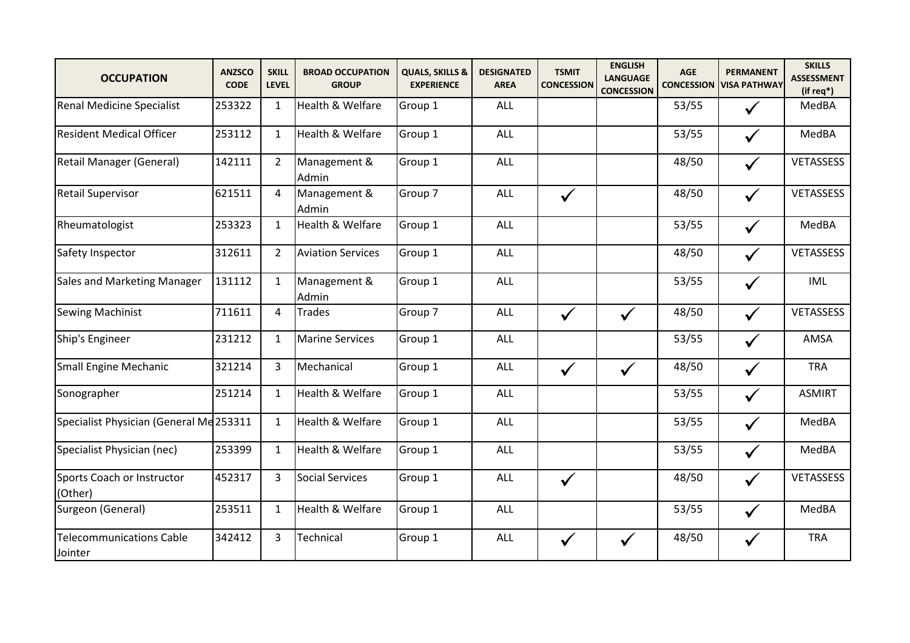| OCCUPATION | ANZSCO CODE | SKILL LEVEL | BROAD OCCUPATION GROUP | QUALS, SKILLS & EXPERIENCE | DESIGNATED AREA | TSMIT CONCESSION | ENGLISH LANGUAGE CONCESSION | AGE CONCESSION | PERMANENT VISA PATHWAY | SKILLS ASSESSMENT (if req*) |
|---|---|---|---|---|---|---|---|---|---|---|
| Renal Medicine Specialist | 253322 | 1 | Health & Welfare | Group 1 | ALL | | | 53/55 | ✓ | MedBA |
| Resident Medical Officer | 253112 | 1 | Health & Welfare | Group 1 | ALL | | | 53/55 | ✓ | MedBA |
| Retail Manager (General) | 142111 | 2 | Management & Admin | Group 1 | ALL | | | 48/50 | ✓ | VETASSESS |
| Retail Supervisor | 621511 | 4 | Management & Admin | Group 7 | ALL | ✓ | | 48/50 | ✓ | VETASSESS |
| Rheumatologist | 253323 | 1 | Health & Welfare | Group 1 | ALL | | | 53/55 | ✓ | MedBA |
| Safety Inspector | 312611 | 2 | Aviation Services | Group 1 | ALL | | | 48/50 | ✓ | VETASSESS |
| Sales and Marketing Manager | 131112 | 1 | Management & Admin | Group 1 | ALL | | | 53/55 | ✓ | IML |
| Sewing Machinist | 711611 | 4 | Trades | Group 7 | ALL | ✓ | ✓ | 48/50 | ✓ | VETASSESS |
| Ship's Engineer | 231212 | 1 | Marine Services | Group 1 | ALL | | | 53/55 | ✓ | AMSA |
| Small Engine Mechanic | 321214 | 3 | Mechanical | Group 1 | ALL | ✓ | ✓ | 48/50 | ✓ | TRA |
| Sonographer | 251214 | 1 | Health & Welfare | Group 1 | ALL | | | 53/55 | ✓ | ASMIRT |
| Specialist Physician (General Me | 253311 | 1 | Health & Welfare | Group 1 | ALL | | | 53/55 | ✓ | MedBA |
| Specialist Physician (nec) | 253399 | 1 | Health & Welfare | Group 1 | ALL | | | 53/55 | ✓ | MedBA |
| Sports Coach or Instructor (Other) | 452317 | 3 | Social Services | Group 1 | ALL | ✓ | | 48/50 | ✓ | VETASSESS |
| Surgeon (General) | 253511 | 1 | Health & Welfare | Group 1 | ALL | | | 53/55 | ✓ | MedBA |
| Telecommunications Cable Jointer | 342412 | 3 | Technical | Group 1 | ALL | ✓ | ✓ | 48/50 | ✓ | TRA |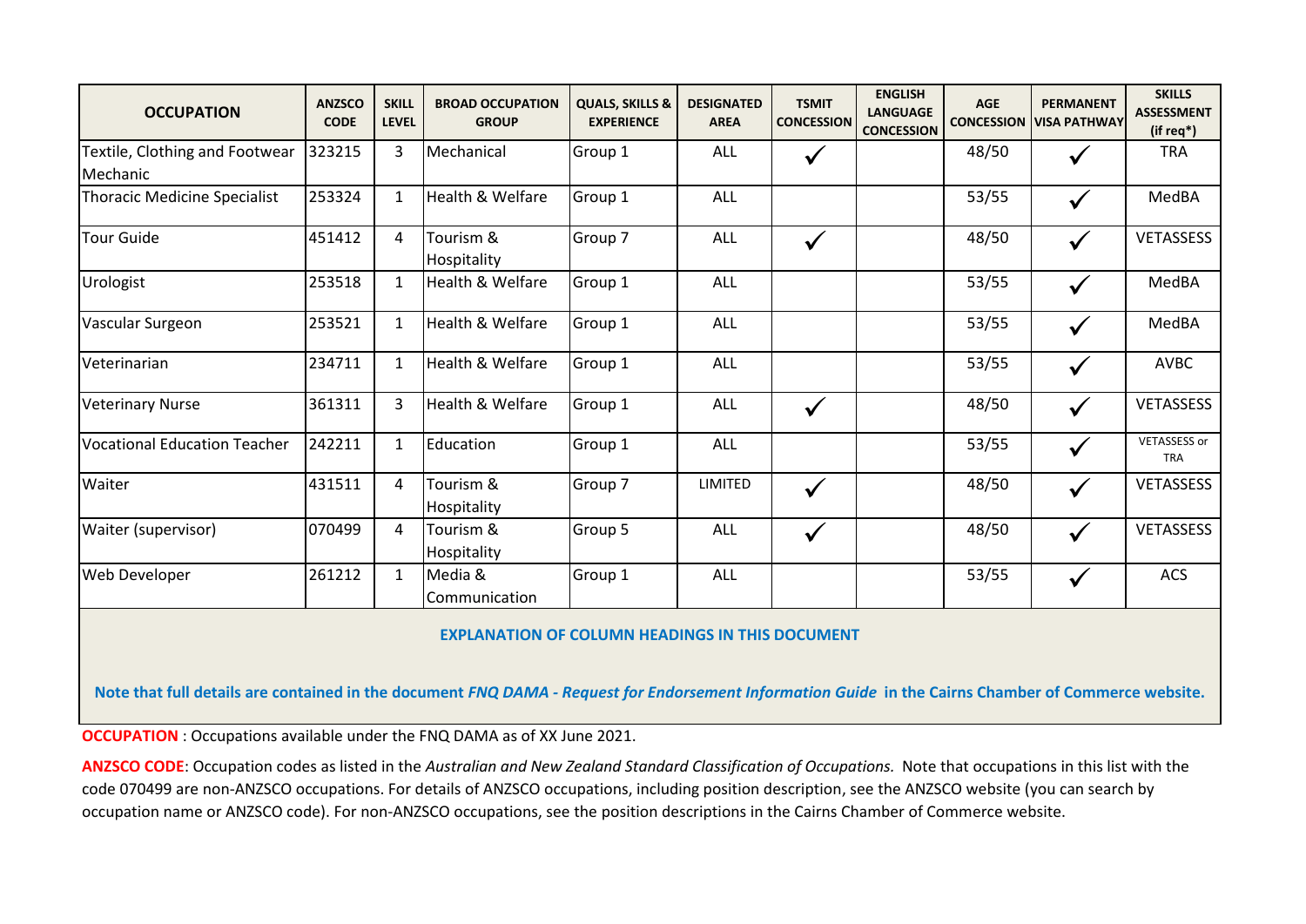| OCCUPATION | ANZSCO CODE | SKILL LEVEL | BROAD OCCUPATION GROUP | QUALS, SKILLS & EXPERIENCE | DESIGNATED AREA | TSMIT CONCESSION | ENGLISH LANGUAGE CONCESSION | AGE CONCESSION | PERMANENT VISA PATHWAY | SKILLS ASSESSMENT (if req*) |
|---|---|---|---|---|---|---|---|---|---|---|
| Textile, Clothing and Footwear Mechanic | 323215 | 3 | Mechanical | Group 1 | ALL | ✓ | | 48/50 | ✓ | TRA |
| Thoracic Medicine Specialist | 253324 | 1 | Health & Welfare | Group 1 | ALL | | | 53/55 | ✓ | MedBA |
| Tour Guide | 451412 | 4 | Tourism & Hospitality | Group 7 | ALL | ✓ | | 48/50 | ✓ | VETASSESS |
| Urologist | 253518 | 1 | Health & Welfare | Group 1 | ALL | | | 53/55 | ✓ | MedBA |
| Vascular Surgeon | 253521 | 1 | Health & Welfare | Group 1 | ALL | | | 53/55 | ✓ | MedBA |
| Veterinarian | 234711 | 1 | Health & Welfare | Group 1 | ALL | | | 53/55 | ✓ | AVBC |
| Veterinary Nurse | 361311 | 3 | Health & Welfare | Group 1 | ALL | ✓ | | 48/50 | ✓ | VETASSESS |
| Vocational Education Teacher | 242211 | 1 | Education | Group 1 | ALL | | | 53/55 | ✓ | VETASSESS or TRA |
| Waiter | 431511 | 4 | Tourism & Hospitality | Group 7 | LIMITED | ✓ | | 48/50 | ✓ | VETASSESS |
| Waiter (supervisor) | 070499 | 4 | Tourism & Hospitality | Group 5 | ALL | ✓ | | 48/50 | ✓ | VETASSESS |
| Web Developer | 261212 | 1 | Media & Communication | Group 1 | ALL | | | 53/55 | ✓ | ACS |

**EXPLANATION OF COLUMN HEADINGS IN THIS DOCUMENT**

**Note that full details are contained in the document *FNQ DAMA - Request for Endorsement Information Guide* in the Cairns Chamber of Commerce website.**

**OCCUPATION** : Occupations available under the FNQ DAMA as of XX June 2021.

**ANZSCO CODE**: Occupation codes as listed in the *Australian and New Zealand Standard Classification of Occupations.* Note that occupations in this list with the code 070499 are non-ANZSCO occupations. For details of ANZSCO occupations, including position description, see the ANZSCO website (you can search by occupation name or ANZSCO code). For non-ANZSCO occupations, see the position descriptions in the Cairns Chamber of Commerce website.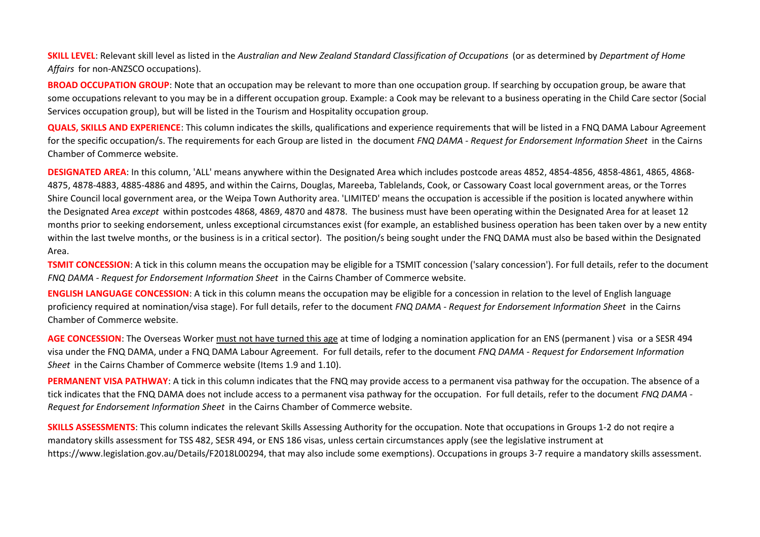**SKILL LEVEL**: Relevant skill level as listed in the *Australian and New Zealand Standard Classification of Occupations* (or as determined by *Department of Home Affairs* for non-ANZSCO occupations).

**BROAD OCCUPATION GROUP**: Note that an occupation may be relevant to more than one occupation group. If searching by occupation group, be aware that some occupations relevant to you may be in a different occupation group. Example: a Cook may be relevant to a business operating in the Child Care sector (Social Services occupation group), but will be listed in the Tourism and Hospitality occupation group.

**QUALS, SKILLS AND EXPERIENCE**: This column indicates the skills, qualifications and experience requirements that will be listed in a FNQ DAMA Labour Agreement for the specific occupation/s. The requirements for each Group are listed in the document *FNQ DAMA - Request for Endorsement Information Sheet* in the Cairns Chamber of Commerce website.

**DESIGNATED AREA**: In this column, 'ALL' means anywhere within the Designated Area which includes postcode areas 4852, 4854-4856, 4858-4861, 4865, 4868-4875, 4878-4883, 4885-4886 and 4895, and within the Cairns, Douglas, Mareeba, Tablelands, Cook, or Cassowary Coast local government areas, or the Torres Shire Council local government area, or the Weipa Town Authority area. 'LIMITED' means the occupation is accessible if the position is located anywhere within the Designated Area *except* within postcodes 4868, 4869, 4870 and 4878. The business must have been operating within the Designated Area for at leaset 12 months prior to seeking endorsement, unless exceptional circumstances exist (for example, an established business operation has been taken over by a new entity within the last twelve months, or the business is in a critical sector). The position/s being sought under the FNQ DAMA must also be based within the Designated Area.

**TSMIT CONCESSION**: A tick in this column means the occupation may be eligible for a TSMIT concession ('salary concession'). For full details, refer to the document *FNQ DAMA - Request for Endorsement Information Sheet* in the Cairns Chamber of Commerce website.

**ENGLISH LANGUAGE CONCESSION**: A tick in this column means the occupation may be eligible for a concession in relation to the level of English language proficiency required at nomination/visa stage). For full details, refer to the document *FNQ DAMA - Request for Endorsement Information Sheet* in the Cairns Chamber of Commerce website.

**AGE CONCESSION**: The Overseas Worker must not have turned this age at time of lodging a nomination application for an ENS (permanent ) visa or a SESR 494 visa under the FNQ DAMA, under a FNQ DAMA Labour Agreement. For full details, refer to the document *FNQ DAMA - Request for Endorsement Information Sheet* in the Cairns Chamber of Commerce website (Items 1.9 and 1.10).

**PERMANENT VISA PATHWAY**: A tick in this column indicates that the FNQ may provide access to a permanent visa pathway for the occupation. The absence of a tick indicates that the FNQ DAMA does not include access to a permanent visa pathway for the occupation. For full details, refer to the document *FNQ DAMA - Request for Endorsement Information Sheet* in the Cairns Chamber of Commerce website.

**SKILLS ASSESSMENTS**: This column indicates the relevant Skills Assessing Authority for the occupation. Note that occupations in Groups 1-2 do not reqire a mandatory skills assessment for TSS 482, SESR 494, or ENS 186 visas, unless certain circumstances apply (see the legislative instrument at https://www.legislation.gov.au/Details/F2018L00294, that may also include some exemptions). Occupations in groups 3-7 require a mandatory skills assessment.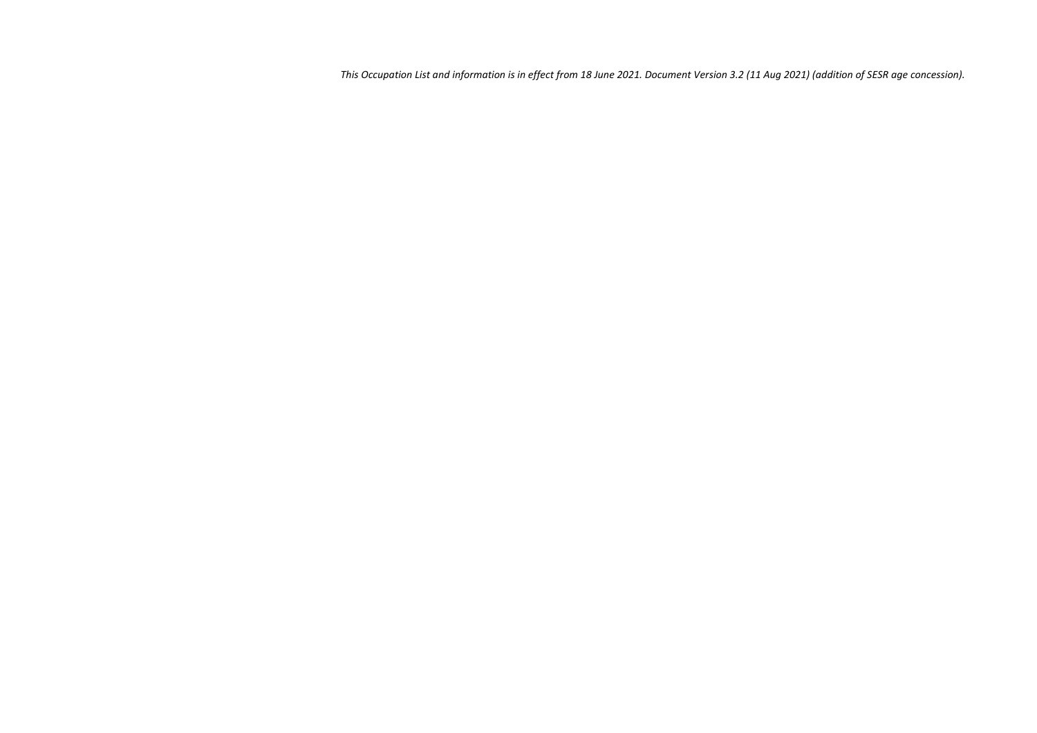*This Occupation List and information is in effect from 18 June 2021. Document Version 3.2 (11 Aug 2021) (addition of SESR age concession).*